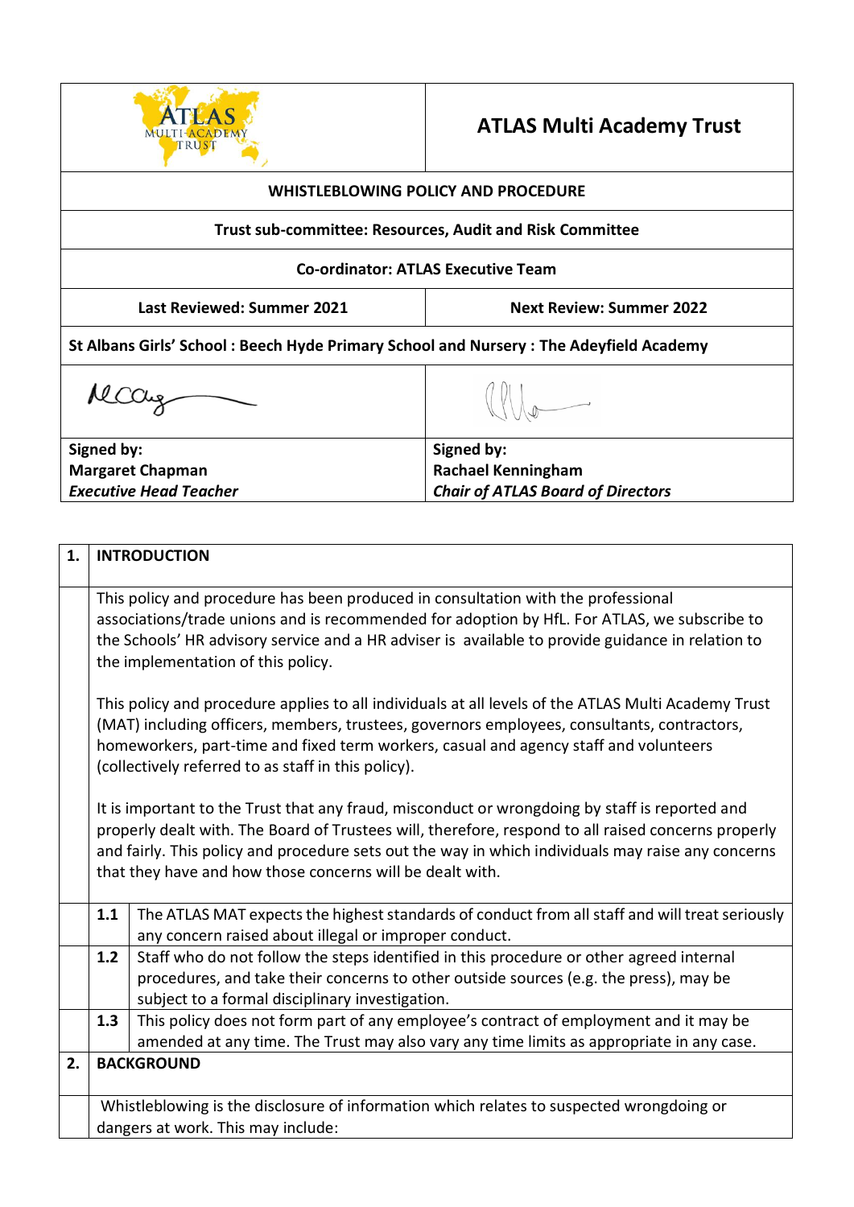| ATLAS MULTI-ACADEMY TRUST | **ATLAS Multi Academy Trust** |
|---|---|
| **WHISTLEBLOWING POLICY AND PROCEDURE** | |
| **Trust sub-committee: Resources, Audit and Risk Committee** | |
| **Co-ordinator: ATLAS Executive Team** | |
| **Last Reviewed: Summer 2021** | **Next Review: Summer 2022** |
| **St Albans Girls' School : Beech Hyde Primary School and Nursery : The Adeyfield Academy** | |
| **Signed by:**<br>**Margaret Chapman**<br>***Executive Head Teacher*** | **Signed by:**<br>**Rachael Kenningham**<br>***Chair of ATLAS Board of Directors*** |

## 1. INTRODUCTION

This policy and procedure has been produced in consultation with the professional associations/trade unions and is recommended for adoption by HfL. For ATLAS, we subscribe to the Schools' HR advisory service and a HR adviser is available to provide guidance in relation to the implementation of this policy.

This policy and procedure applies to all individuals at all levels of the ATLAS Multi Academy Trust (MAT) including officers, members, trustees, governors employees, consultants, contractors, homeworkers, part-time and fixed term workers, casual and agency staff and volunteers (collectively referred to as staff in this policy).

It is important to the Trust that any fraud, misconduct or wrongdoing by staff is reported and properly dealt with. The Board of Trustees will, therefore, respond to all raised concerns properly and fairly. This policy and procedure sets out the way in which individuals may raise any concerns that they have and how those concerns will be dealt with.

| | |
|---|---|
| **1.1** | The ATLAS MAT expects the highest standards of conduct from all staff and will treat seriously any concern raised about illegal or improper conduct. |
| **1.2** | Staff who do not follow the steps identified in this procedure or other agreed internal procedures, and take their concerns to other outside sources (e.g. the press), may be subject to a formal disciplinary investigation. |
| **1.3** | This policy does not form part of any employee's contract of employment and it may be amended at any time. The Trust may also vary any time limits as appropriate in any case. |

## 2. BACKGROUND

Whistleblowing is the disclosure of information which relates to suspected wrongdoing or dangers at work. This may include: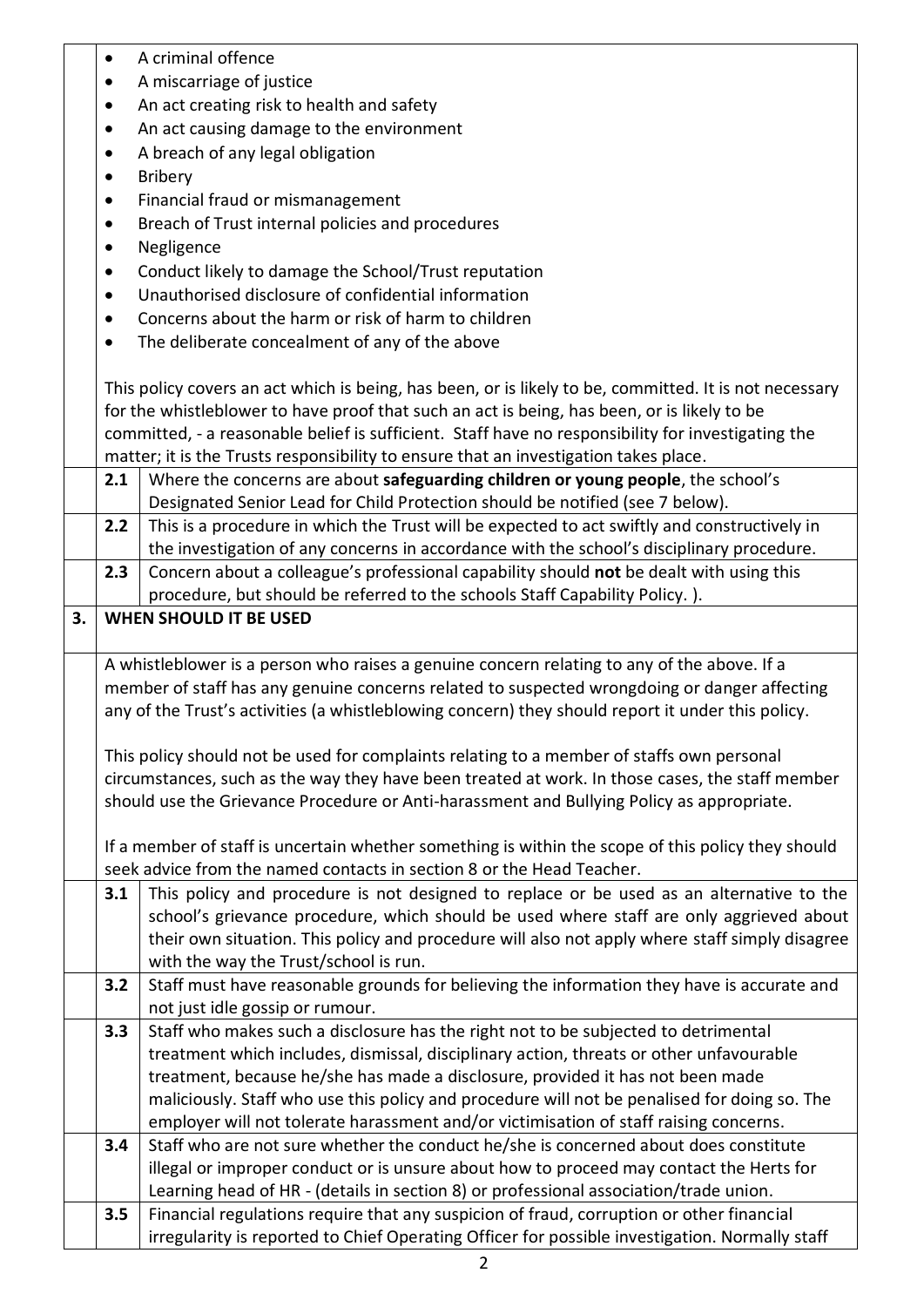- A criminal offence
- A miscarriage of justice
- An act creating risk to health and safety
- An act causing damage to the environment
- A breach of any legal obligation
- Bribery
- Financial fraud or mismanagement
- Breach of Trust internal policies and procedures
- Negligence
- Conduct likely to damage the School/Trust reputation
- Unauthorised disclosure of confidential information
- Concerns about the harm or risk of harm to children
- The deliberate concealment of any of the above

This policy covers an act which is being, has been, or is likely to be, committed. It is not necessary for the whistleblower to have proof that such an act is being, has been, or is likely to be committed, - a reasonable belief is sufficient. Staff have no responsibility for investigating the matter; it is the Trusts responsibility to ensure that an investigation takes place.

**2.1** Where the concerns are about **safeguarding children or young people**, the school's Designated Senior Lead for Child Protection should be notified (see 7 below).

**2.2** This is a procedure in which the Trust will be expected to act swiftly and constructively in the investigation of any concerns in accordance with the school's disciplinary procedure.

**2.3** Concern about a colleague's professional capability should **not** be dealt with using this procedure, but should be referred to the schools Staff Capability Policy. ).

## 3. WHEN SHOULD IT BE USED

A whistleblower is a person who raises a genuine concern relating to any of the above. If a member of staff has any genuine concerns related to suspected wrongdoing or danger affecting any of the Trust's activities (a whistleblowing concern) they should report it under this policy.

This policy should not be used for complaints relating to a member of staffs own personal circumstances, such as the way they have been treated at work. In those cases, the staff member should use the Grievance Procedure or Anti-harassment and Bullying Policy as appropriate.

If a member of staff is uncertain whether something is within the scope of this policy they should seek advice from the named contacts in section 8 or the Head Teacher.

**3.1** This policy and procedure is not designed to replace or be used as an alternative to the school's grievance procedure, which should be used where staff are only aggrieved about their own situation. This policy and procedure will also not apply where staff simply disagree with the way the Trust/school is run.

**3.2** Staff must have reasonable grounds for believing the information they have is accurate and not just idle gossip or rumour.

**3.3** Staff who makes such a disclosure has the right not to be subjected to detrimental treatment which includes, dismissal, disciplinary action, threats or other unfavourable treatment, because he/she has made a disclosure, provided it has not been made maliciously. Staff who use this policy and procedure will not be penalised for doing so. The employer will not tolerate harassment and/or victimisation of staff raising concerns.

**3.4** Staff who are not sure whether the conduct he/she is concerned about does constitute illegal or improper conduct or is unsure about how to proceed may contact the Herts for Learning head of HR - (details in section 8) or professional association/trade union.

**3.5** Financial regulations require that any suspicion of fraud, corruption or other financial irregularity is reported to Chief Operating Officer for possible investigation. Normally staff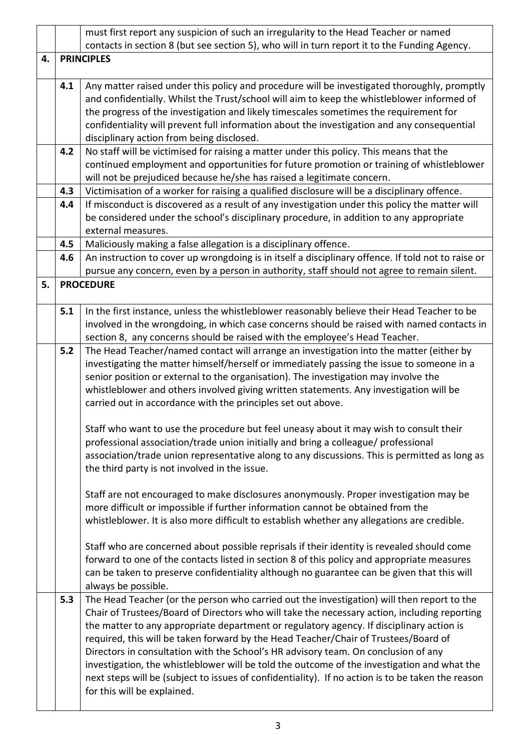|  |  | must first report any suspicion of such an irregularity to the Head Teacher or named contacts in section 8 (but see section 5), who will in turn report it to the Funding Agency. |
|---|---|---|
| **4.** | **PRINCIPLES** | |
|  | 4.1 | Any matter raised under this policy and procedure will be investigated thoroughly, promptly and confidentially. Whilst the Trust/school will aim to keep the whistleblower informed of the progress of the investigation and likely timescales sometimes the requirement for confidentiality will prevent full information about the investigation and any consequential disciplinary action from being disclosed. |
|  | 4.2 | No staff will be victimised for raising a matter under this policy. This means that the continued employment and opportunities for future promotion or training of whistleblower will not be prejudiced because he/she has raised a legitimate concern. |
|  | 4.3 | Victimisation of a worker for raising a qualified disclosure will be a disciplinary offence. |
|  | 4.4 | If misconduct is discovered as a result of any investigation under this policy the matter will be considered under the school's disciplinary procedure, in addition to any appropriate external measures. |
|  | 4.5 | Maliciously making a false allegation is a disciplinary offence. |
|  | 4.6 | An instruction to cover up wrongdoing is in itself a disciplinary offence. If told not to raise or pursue any concern, even by a person in authority, staff should not agree to remain silent. |
| **5.** | **PROCEDURE** | |
|  | 5.1 | In the first instance, unless the whistleblower reasonably believe their Head Teacher to be involved in the wrongdoing, in which case concerns should be raised with named contacts in section 8, any concerns should be raised with the employee's Head Teacher. |
|  | 5.2 | The Head Teacher/named contact will arrange an investigation into the matter (either by investigating the matter himself/herself or immediately passing the issue to someone in a senior position or external to the organisation). The investigation may involve the whistleblower and others involved giving written statements. Any investigation will be carried out in accordance with the principles set out above.<br><br>Staff who want to use the procedure but feel uneasy about it may wish to consult their professional association/trade union initially and bring a colleague/ professional association/trade union representative along to any discussions. This is permitted as long as the third party is not involved in the issue.<br><br>Staff are not encouraged to make disclosures anonymously. Proper investigation may be more difficult or impossible if further information cannot be obtained from the whistleblower. It is also more difficult to establish whether any allegations are credible.<br><br>Staff who are concerned about possible reprisals if their identity is revealed should come forward to one of the contacts listed in section 8 of this policy and appropriate measures can be taken to preserve confidentiality although no guarantee can be given that this will always be possible. |
|  | 5.3 | The Head Teacher (or the person who carried out the investigation) will then report to the Chair of Trustees/Board of Directors who will take the necessary action, including reporting the matter to any appropriate department or regulatory agency. If disciplinary action is required, this will be taken forward by the Head Teacher/Chair of Trustees/Board of Directors in consultation with the School's HR advisory team. On conclusion of any investigation, the whistleblower will be told the outcome of the investigation and what the next steps will be (subject to issues of confidentiality). If no action is to be taken the reason for this will be explained. |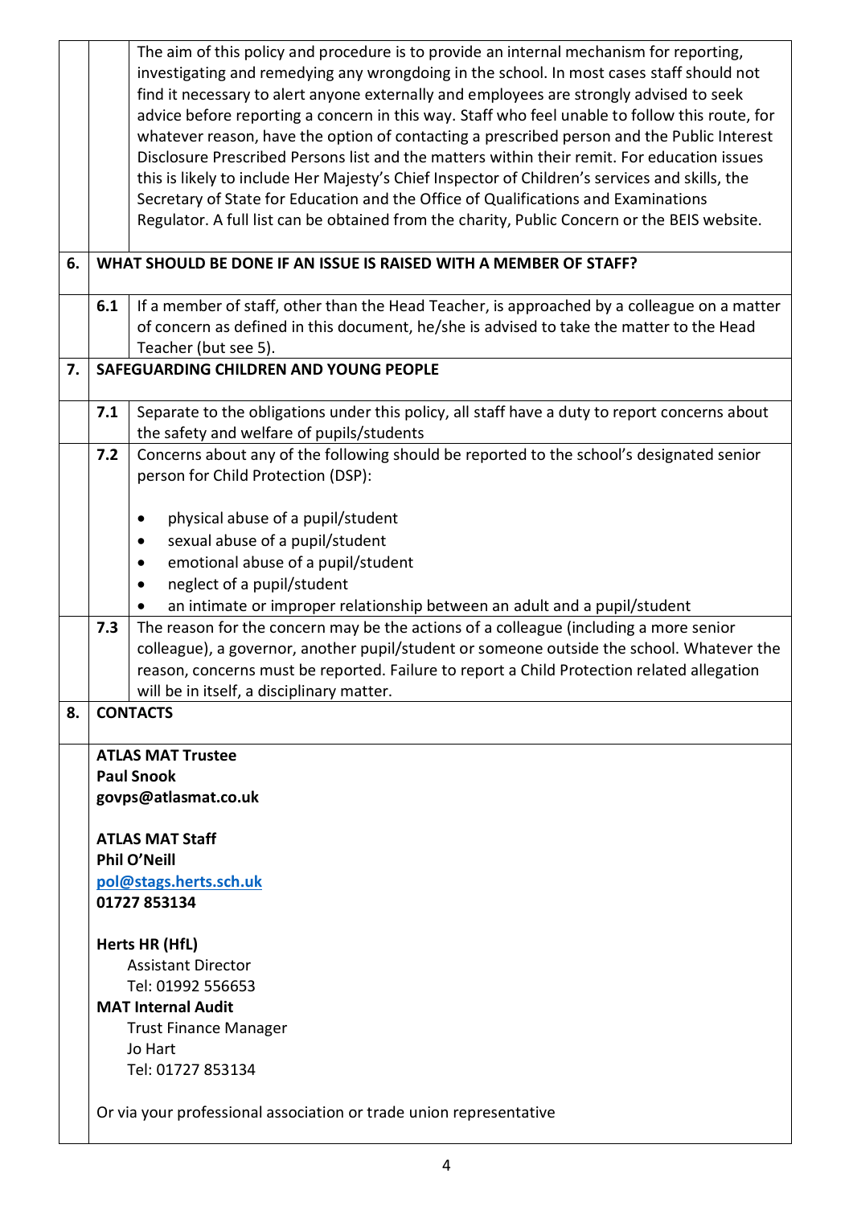The aim of this policy and procedure is to provide an internal mechanism for reporting, investigating and remedying any wrongdoing in the school. In most cases staff should not find it necessary to alert anyone externally and employees are strongly advised to seek advice before reporting a concern in this way. Staff who feel unable to follow this route, for whatever reason, have the option of contacting a prescribed person and the Public Interest Disclosure Prescribed Persons list and the matters within their remit. For education issues this is likely to include Her Majesty's Chief Inspector of Children's services and skills, the Secretary of State for Education and the Office of Qualifications and Examinations Regulator. A full list can be obtained from the charity, Public Concern or the BEIS website.

## 6. WHAT SHOULD BE DONE IF AN ISSUE IS RAISED WITH A MEMBER OF STAFF?

**6.1** If a member of staff, other than the Head Teacher, is approached by a colleague on a matter of concern as defined in this document, he/she is advised to take the matter to the Head Teacher (but see 5).

## 7. SAFEGUARDING CHILDREN AND YOUNG PEOPLE

**7.1** Separate to the obligations under this policy, all staff have a duty to report concerns about the safety and welfare of pupils/students

**7.2** Concerns about any of the following should be reported to the school's designated senior person for Child Protection (DSP):

- physical abuse of a pupil/student
- sexual abuse of a pupil/student
- emotional abuse of a pupil/student
- neglect of a pupil/student
- an intimate or improper relationship between an adult and a pupil/student

**7.3** The reason for the concern may be the actions of a colleague (including a more senior colleague), a governor, another pupil/student or someone outside the school. Whatever the reason, concerns must be reported. Failure to report a Child Protection related allegation will be in itself, a disciplinary matter.

## 8. CONTACTS

**ATLAS MAT Trustee**
**Paul Snook**
**govps@atlasmat.co.uk**

**ATLAS MAT Staff**
**Phil O'Neill**
**pol@stags.herts.sch.uk**
**01727 853134**

**Herts HR (HfL)**
Assistant Director
Tel: 01992 556653

**MAT Internal Audit**
Trust Finance Manager
Jo Hart
Tel: 01727 853134

Or via your professional association or trade union representative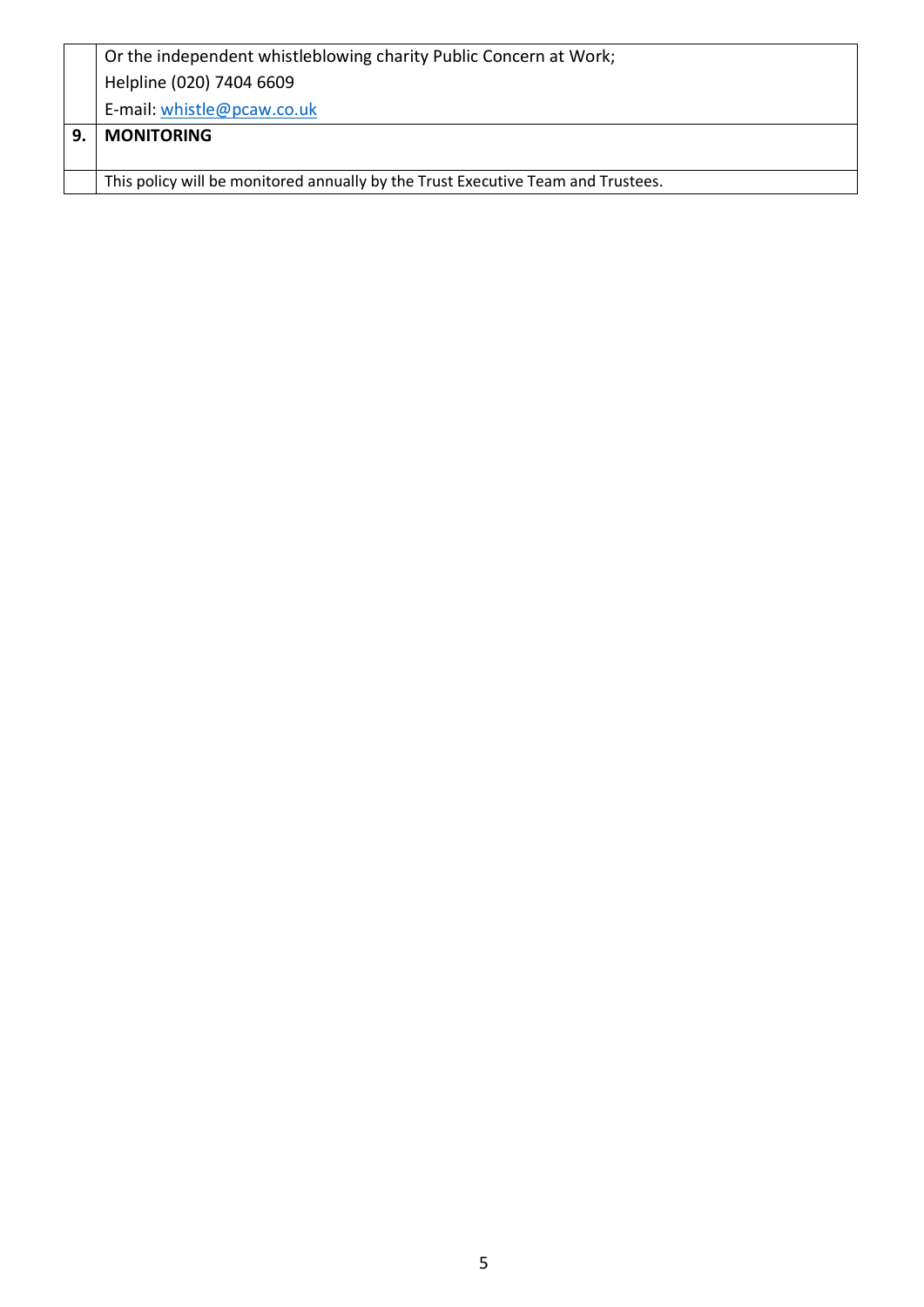| | |
|---|---|
| | Or the independent whistleblowing charity Public Concern at Work;<br>Helpline (020) 7404 6609<br>E-mail: whistle@pcaw.co.uk |
| **9.** | **MONITORING** |
| | This policy will be monitored annually by the Trust Executive Team and Trustees. |